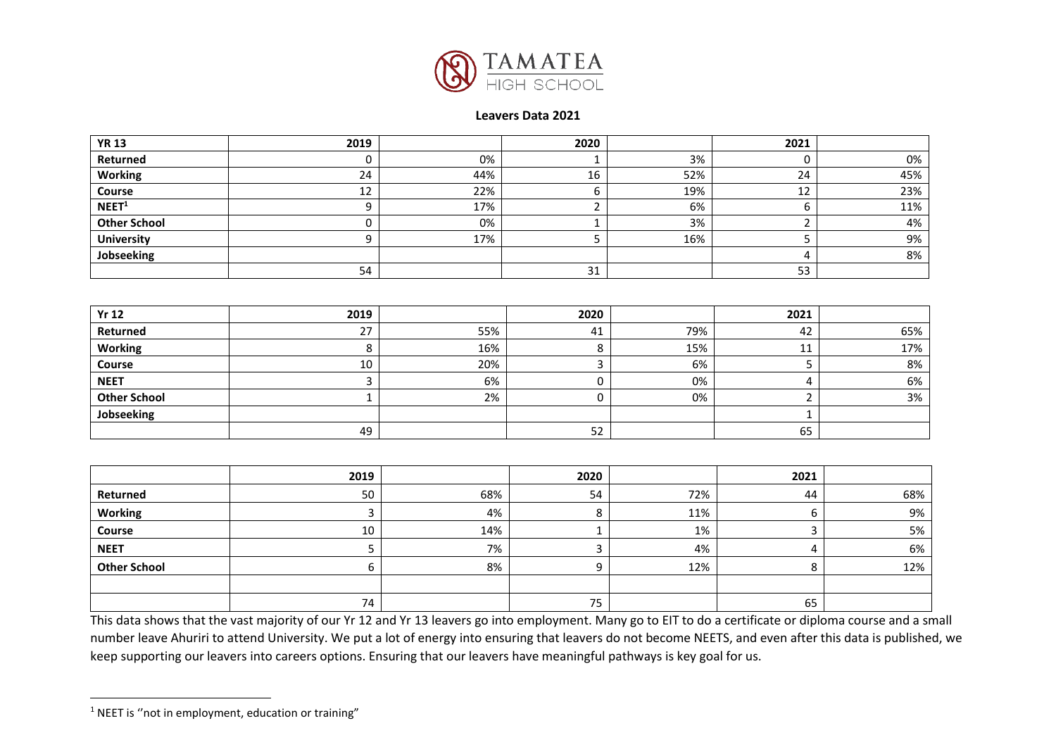TAMATEA HIGH SCHOOL

**Leavers Data 2021**

| YR 13 | 2019 | | 2020 | | 2021 | |
|---|---|---|---|---|---|---|
| Returned | 0 | 0% | 1 | 3% | 0 | 0% |
| Working | 24 | 44% | 16 | 52% | 24 | 45% |
| Course | 12 | 22% | 6 | 19% | 12 | 23% |
| NEET[1] | 9 | 17% | 2 | 6% | 6 | 11% |
| Other School | 0 | 0% | 1 | 3% | 2 | 4% |
| University | 9 | 17% | 5 | 16% | 5 | 9% |
| Jobseeking | | | | | 4 | 8% |
| | 54 | | 31 | | 53 | |

| Yr 12 | 2019 | | 2020 | | 2021 | |
|---|---|---|---|---|---|---|
| Returned | 27 | 55% | 41 | 79% | 42 | 65% |
| Working | 8 | 16% | 8 | 15% | 11 | 17% |
| Course | 10 | 20% | 3 | 6% | 5 | 8% |
| NEET | 3 | 6% | 0 | 0% | 4 | 6% |
| Other School | 1 | 2% | 0 | 0% | 2 | 3% |
| Jobseeking | | | | | 1 | |
| | 49 | | 52 | | 65 | |

| | 2019 | | 2020 | | 2021 | |
|---|---|---|---|---|---|---|
| Returned | 50 | 68% | 54 | 72% | 44 | 68% |
| Working | 3 | 4% | 8 | 11% | 6 | 9% |
| Course | 10 | 14% | 1 | 1% | 3 | 5% |
| NEET | 5 | 7% | 3 | 4% | 4 | 6% |
| Other School | 6 | 8% | 9 | 12% | 8 | 12% |
| | | | | | | |
| | 74 | | 75 | | 65 | |

This data shows that the vast majority of our Yr 12 and Yr 13 leavers go into employment. Many go to EIT to do a certificate or diploma course and a small number leave Ahuriri to attend University. We put a lot of energy into ensuring that leavers do not become NEETS, and even after this data is published, we keep supporting our leavers into careers options. Ensuring that our leavers have meaningful pathways is key goal for us.

[1] NEET is ''not in employment, education or training"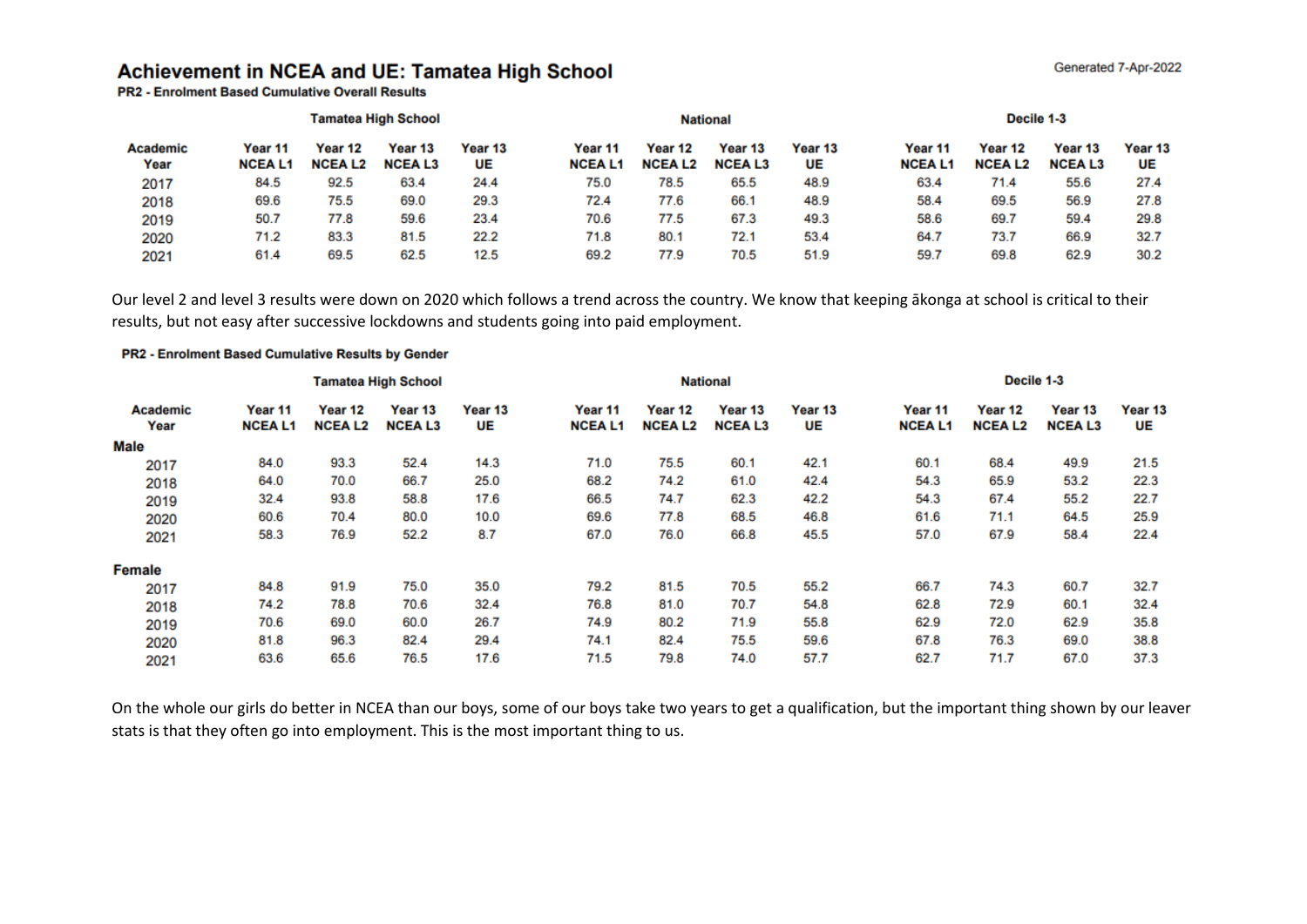## Achievement in NCEA and UE: Tamatea High School

Generated 7-Apr-2022

**PR2 - Enrolment Based Cumulative Overall Results**

| | Tamatea High School | | | | National | | | | Decile 1-3 | | | |
|---|---|---|---|---|---|---|---|---|---|---|---|---|
| Academic Year | Year 11 NCEA L1 | Year 12 NCEA L2 | Year 13 NCEA L3 | Year 13 UE | Year 11 NCEA L1 | Year 12 NCEA L2 | Year 13 NCEA L3 | Year 13 UE | Year 11 NCEA L1 | Year 12 NCEA L2 | Year 13 NCEA L3 | Year 13 UE |
| 2017 | 84.5 | 92.5 | 63.4 | 24.4 | 75.0 | 78.5 | 65.5 | 48.9 | 63.4 | 71.4 | 55.6 | 27.4 |
| 2018 | 69.6 | 75.5 | 69.0 | 29.3 | 72.4 | 77.6 | 66.1 | 48.9 | 58.4 | 69.5 | 56.9 | 27.8 |
| 2019 | 50.7 | 77.8 | 59.6 | 23.4 | 70.6 | 77.5 | 67.3 | 49.3 | 58.6 | 69.7 | 59.4 | 29.8 |
| 2020 | 71.2 | 83.3 | 81.5 | 22.2 | 71.8 | 80.1 | 72.1 | 53.4 | 64.7 | 73.7 | 66.9 | 32.7 |
| 2021 | 61.4 | 69.5 | 62.5 | 12.5 | 69.2 | 77.9 | 70.5 | 51.9 | 59.7 | 69.8 | 62.9 | 30.2 |

Our level 2 and level 3 results were down on 2020 which follows a trend across the country. We know that keeping ākonga at school is critical to their results, but not easy after successive lockdowns and students going into paid employment.

**PR2 - Enrolment Based Cumulative Results by Gender**

| | Tamatea High School | | | | National | | | | Decile 1-3 | | | |
|---|---|---|---|---|---|---|---|---|---|---|---|---|
| Academic Year | Year 11 NCEA L1 | Year 12 NCEA L2 | Year 13 NCEA L3 | Year 13 UE | Year 11 NCEA L1 | Year 12 NCEA L2 | Year 13 NCEA L3 | Year 13 UE | Year 11 NCEA L1 | Year 12 NCEA L2 | Year 13 NCEA L3 | Year 13 UE |
| **Male** | | | | | | | | | | | | |
| 2017 | 84.0 | 93.3 | 52.4 | 14.3 | 71.0 | 75.5 | 60.1 | 42.1 | 60.1 | 68.4 | 49.9 | 21.5 |
| 2018 | 64.0 | 70.0 | 66.7 | 25.0 | 68.2 | 74.2 | 61.0 | 42.4 | 54.3 | 65.9 | 53.2 | 22.3 |
| 2019 | 32.4 | 93.8 | 58.8 | 17.6 | 66.5 | 74.7 | 62.3 | 42.2 | 54.3 | 67.4 | 55.2 | 22.7 |
| 2020 | 60.6 | 70.4 | 80.0 | 10.0 | 69.6 | 77.8 | 68.5 | 46.8 | 61.6 | 71.1 | 64.5 | 25.9 |
| 2021 | 58.3 | 76.9 | 52.2 | 8.7 | 67.0 | 76.0 | 66.8 | 45.5 | 57.0 | 67.9 | 58.4 | 22.4 |
| **Female** | | | | | | | | | | | | |
| 2017 | 84.8 | 91.9 | 75.0 | 35.0 | 79.2 | 81.5 | 70.5 | 55.2 | 66.7 | 74.3 | 60.7 | 32.7 |
| 2018 | 74.2 | 78.8 | 70.6 | 32.4 | 76.8 | 81.0 | 70.7 | 54.8 | 62.8 | 72.9 | 60.1 | 32.4 |
| 2019 | 70.6 | 69.0 | 60.0 | 26.7 | 74.9 | 80.2 | 71.9 | 55.8 | 62.9 | 72.0 | 62.9 | 35.8 |
| 2020 | 81.8 | 96.3 | 82.4 | 29.4 | 74.1 | 82.4 | 75.5 | 59.6 | 67.8 | 76.3 | 69.0 | 38.8 |
| 2021 | 63.6 | 65.6 | 76.5 | 17.6 | 71.5 | 79.8 | 74.0 | 57.7 | 62.7 | 71.7 | 67.0 | 37.3 |

On the whole our girls do better in NCEA than our boys, some of our boys take two years to get a qualification, but the important thing shown by our leaver stats is that they often go into employment. This is the most important thing to us.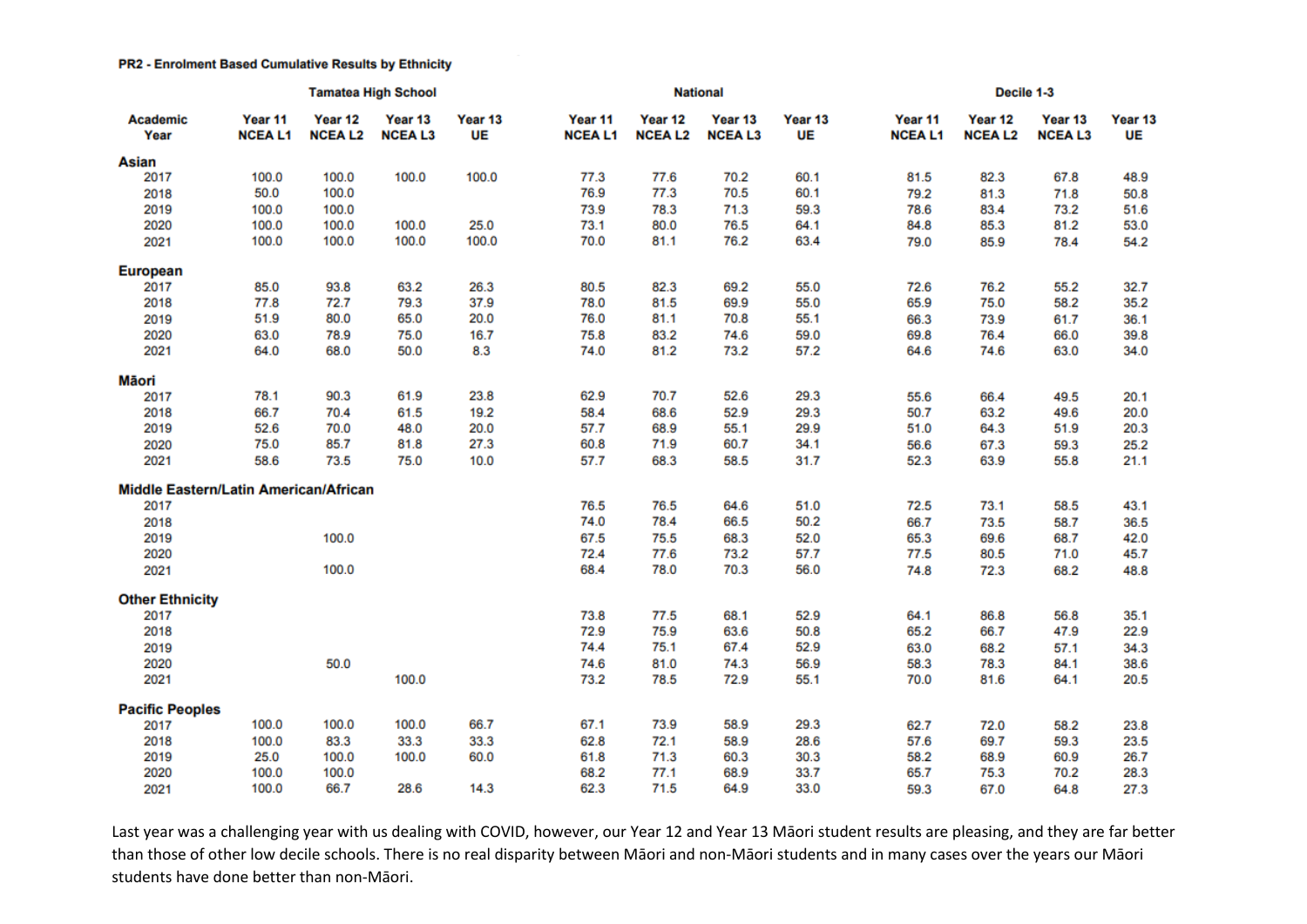**PR2 - Enrolment Based Cumulative Results by Ethnicity**

| | Tamatea High School | | | | National | | | | Decile 1-3 | | | |
|---|---|---|---|---|---|---|---|---|---|---|---|---|
| Academic Year | Year 11 NCEA L1 | Year 12 NCEA L2 | Year 13 NCEA L3 | Year 13 UE | Year 11 NCEA L1 | Year 12 NCEA L2 | Year 13 NCEA L3 | Year 13 UE | Year 11 NCEA L1 | Year 12 NCEA L2 | Year 13 NCEA L3 | Year 13 UE |
| **Asian** | | | | | | | | | | | | |
| 2017 | 100.0 | 100.0 | 100.0 | 100.0 | 77.3 | 77.6 | 70.2 | 60.1 | 81.5 | 82.3 | 67.8 | 48.9 |
| 2018 | 50.0 | 100.0 | | | 76.9 | 77.3 | 70.5 | 60.1 | 79.2 | 81.3 | 71.8 | 50.8 |
| 2019 | 100.0 | 100.0 | | | 73.9 | 78.3 | 71.3 | 59.3 | 78.6 | 83.4 | 73.2 | 51.6 |
| 2020 | 100.0 | 100.0 | 100.0 | 25.0 | 73.1 | 80.0 | 76.5 | 64.1 | 84.8 | 85.3 | 81.2 | 53.0 |
| 2021 | 100.0 | 100.0 | 100.0 | 100.0 | 70.0 | 81.1 | 76.2 | 63.4 | 79.0 | 85.9 | 78.4 | 54.2 |
| **European** | | | | | | | | | | | | |
| 2017 | 85.0 | 93.8 | 63.2 | 26.3 | 80.5 | 82.3 | 69.2 | 55.0 | 72.6 | 76.2 | 55.2 | 32.7 |
| 2018 | 77.8 | 72.7 | 79.3 | 37.9 | 78.0 | 81.5 | 69.9 | 55.0 | 65.9 | 75.0 | 58.2 | 35.2 |
| 2019 | 51.9 | 80.0 | 65.0 | 20.0 | 76.0 | 81.1 | 70.8 | 55.1 | 66.3 | 73.9 | 61.7 | 36.1 |
| 2020 | 63.0 | 78.9 | 75.0 | 16.7 | 75.8 | 83.2 | 74.6 | 59.0 | 69.8 | 76.4 | 66.0 | 39.8 |
| 2021 | 64.0 | 68.0 | 50.0 | 8.3 | 74.0 | 81.2 | 73.2 | 57.2 | 64.6 | 74.6 | 63.0 | 34.0 |
| **Māori** | | | | | | | | | | | | |
| 2017 | 78.1 | 90.3 | 61.9 | 23.8 | 62.9 | 70.7 | 52.6 | 29.3 | 55.6 | 66.4 | 49.5 | 20.1 |
| 2018 | 66.7 | 70.4 | 61.5 | 19.2 | 58.4 | 68.6 | 52.9 | 29.3 | 50.7 | 63.2 | 49.6 | 20.0 |
| 2019 | 52.6 | 70.0 | 48.0 | 20.0 | 57.7 | 68.9 | 55.1 | 29.9 | 51.0 | 64.3 | 51.9 | 20.3 |
| 2020 | 75.0 | 85.7 | 81.8 | 27.3 | 60.8 | 71.9 | 60.7 | 34.1 | 56.6 | 67.3 | 59.3 | 25.2 |
| 2021 | 58.6 | 73.5 | 75.0 | 10.0 | 57.7 | 68.3 | 58.5 | 31.7 | 52.3 | 63.9 | 55.8 | 21.1 |
| **Middle Eastern/Latin American/African** | | | | | | | | | | | | |
| 2017 | | | | | 76.5 | 76.5 | 64.6 | 51.0 | 72.5 | 73.1 | 58.5 | 43.1 |
| 2018 | | | | | 74.0 | 78.4 | 66.5 | 50.2 | 66.7 | 73.5 | 58.7 | 36.5 |
| 2019 | | 100.0 | | | 67.5 | 75.5 | 68.3 | 52.0 | 65.3 | 69.6 | 68.7 | 42.0 |
| 2020 | | | | | 72.4 | 77.6 | 73.2 | 57.7 | 77.5 | 80.5 | 71.0 | 45.7 |
| 2021 | | 100.0 | | | 68.4 | 78.0 | 70.3 | 56.0 | 74.8 | 72.3 | 68.2 | 48.8 |
| **Other Ethnicity** | | | | | | | | | | | | |
| 2017 | | | | | 73.8 | 77.5 | 68.1 | 52.9 | 64.1 | 86.8 | 56.8 | 35.1 |
| 2018 | | | | | 72.9 | 75.9 | 63.6 | 50.8 | 65.2 | 66.7 | 47.9 | 22.9 |
| 2019 | | | | | 74.4 | 75.1 | 67.4 | 52.9 | 63.0 | 68.2 | 57.1 | 34.3 |
| 2020 | | 50.0 | | | 74.6 | 81.0 | 74.3 | 56.9 | 58.3 | 78.3 | 84.1 | 38.6 |
| 2021 | | | 100.0 | | 73.2 | 78.5 | 72.9 | 55.1 | 70.0 | 81.6 | 64.1 | 20.5 |
| **Pacific Peoples** | | | | | | | | | | | | |
| 2017 | 100.0 | 100.0 | 100.0 | 66.7 | 67.1 | 73.9 | 58.9 | 29.3 | 62.7 | 72.0 | 58.2 | 23.8 |
| 2018 | 100.0 | 83.3 | 33.3 | 33.3 | 62.8 | 72.1 | 58.9 | 28.6 | 57.6 | 69.7 | 59.3 | 23.5 |
| 2019 | 25.0 | 100.0 | 100.0 | 60.0 | 61.8 | 71.3 | 60.3 | 30.3 | 58.2 | 68.9 | 60.9 | 26.7 |
| 2020 | 100.0 | 100.0 | | | 68.2 | 77.1 | 68.9 | 33.7 | 65.7 | 75.3 | 70.2 | 28.3 |
| 2021 | 100.0 | 66.7 | 28.6 | 14.3 | 62.3 | 71.5 | 64.9 | 33.0 | 59.3 | 67.0 | 64.8 | 27.3 |

Last year was a challenging year with us dealing with COVID, however, our Year 12 and Year 13 Māori student results are pleasing, and they are far better than those of other low decile schools. There is no real disparity between Māori and non-Māori students and in many cases over the years our Māori students have done better than non-Māori.